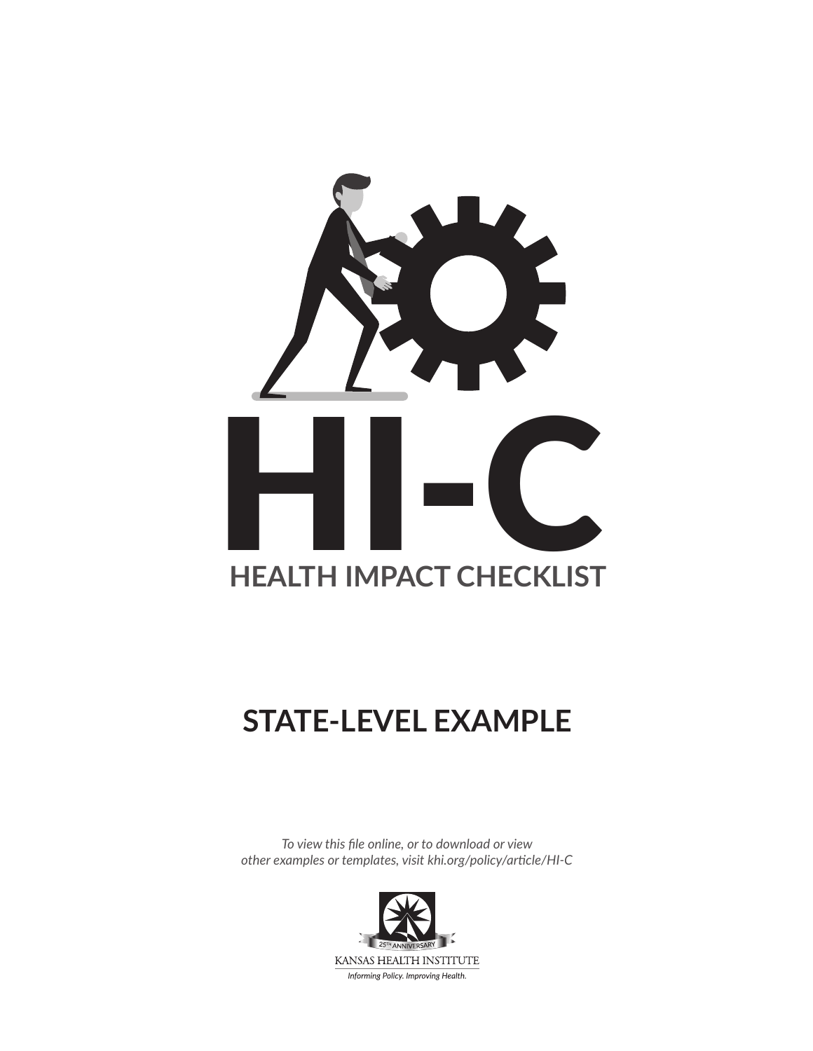# HI-C

## HEALTH IMPACT CHECKLIST

## STATE-LEVEL EXAMPLE

*To view this file online, or to download or view other examples or templates, visit khi.org/policy/article/HI-C*

25TH ANNIVERSARY

KANSAS HEALTH INSTITUTE

*Informing Policy. Improving Health.*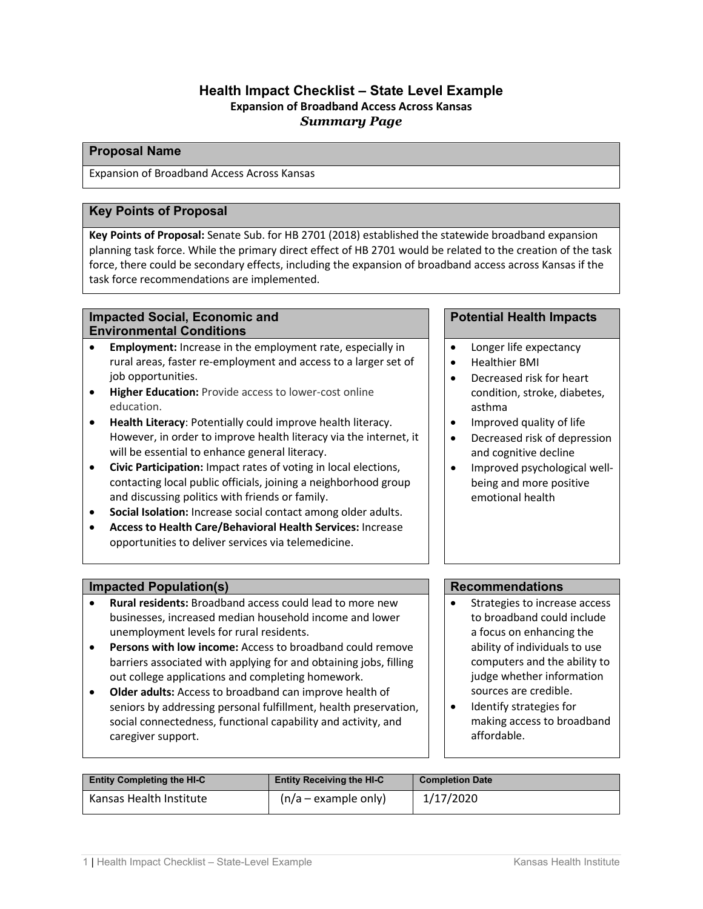# Health Impact Checklist – State Level Example

### Expansion of Broadband Access Across Kansas

***Summary Page***

## Proposal Name

Expansion of Broadband Access Across Kansas

## Key Points of Proposal

**Key Points of Proposal:** Senate Sub. for HB 2701 (2018) established the statewide broadband expansion planning task force. While the primary direct effect of HB 2701 would be related to the creation of the task force, there could be secondary effects, including the expansion of broadband access across Kansas if the task force recommendations are implemented.

## Impacted Social, Economic and Environmental Conditions

- **Employment:** Increase in the employment rate, especially in rural areas, faster re-employment and access to a larger set of job opportunities.
- **Higher Education:** Provide access to lower-cost online education.
- **Health Literacy**: Potentially could improve health literacy. However, in order to improve health literacy via the internet, it will be essential to enhance general literacy.
- **Civic Participation:** Impact rates of voting in local elections, contacting local public officials, joining a neighborhood group and discussing politics with friends or family.
- **Social Isolation:** Increase social contact among older adults.
- **Access to Health Care/Behavioral Health Services:** Increase opportunities to deliver services via telemedicine.

## Potential Health Impacts

- Longer life expectancy
- Healthier BMI
- Decreased risk for heart condition, stroke, diabetes, asthma
- Improved quality of life
- Decreased risk of depression and cognitive decline
- Improved psychological well-being and more positive emotional health

## Impacted Population(s)

- **Rural residents:** Broadband access could lead to more new businesses, increased median household income and lower unemployment levels for rural residents.
- **Persons with low income:** Access to broadband could remove barriers associated with applying for and obtaining jobs, filling out college applications and completing homework.
- **Older adults:** Access to broadband can improve health of seniors by addressing personal fulfillment, health preservation, social connectedness, functional capability and activity, and caregiver support.

## Recommendations

- Strategies to increase access to broadband could include a focus on enhancing the ability of individuals to use computers and the ability to judge whether information sources are credible.
- Identify strategies for making access to broadband affordable.

| Entity Completing the HI-C | Entity Receiving the HI-C | Completion Date |
|---|---|---|
| Kansas Health Institute | (n/a – example only) | 1/17/2020 |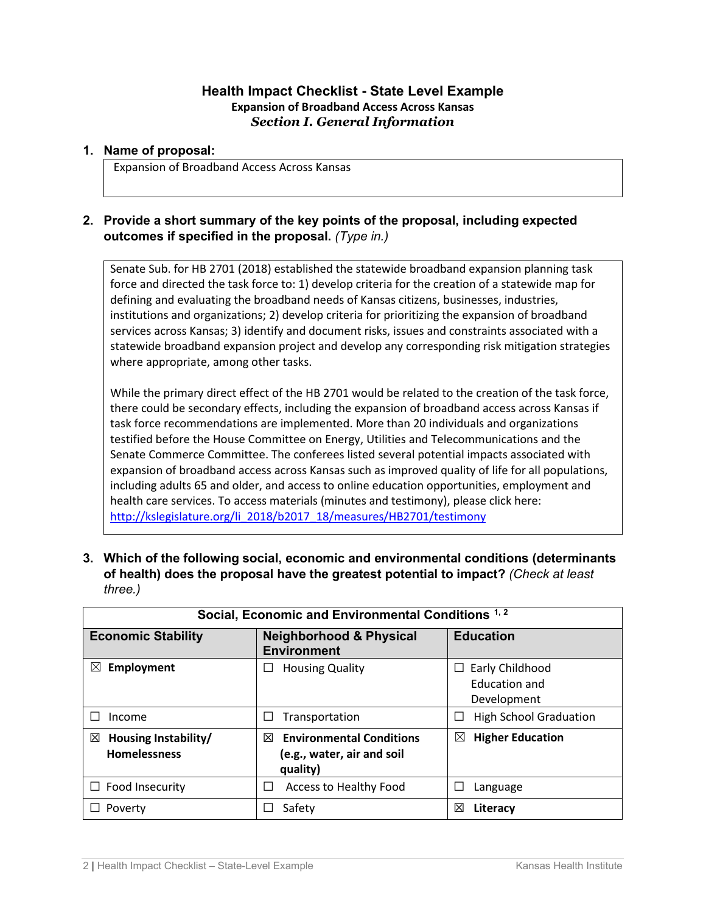# Health Impact Checklist - State Level Example

## Expansion of Broadband Access Across Kansas

### *Section I. General Information*

**1. Name of proposal:**

Expansion of Broadband Access Across Kansas

**2. Provide a short summary of the key points of the proposal, including expected outcomes if specified in the proposal.** *(Type in.)*

Senate Sub. for HB 2701 (2018) established the statewide broadband expansion planning task force and directed the task force to: 1) develop criteria for the creation of a statewide map for defining and evaluating the broadband needs of Kansas citizens, businesses, industries, institutions and organizations; 2) develop criteria for prioritizing the expansion of broadband services across Kansas; 3) identify and document risks, issues and constraints associated with a statewide broadband expansion project and develop any corresponding risk mitigation strategies where appropriate, among other tasks.

While the primary direct effect of the HB 2701 would be related to the creation of the task force, there could be secondary effects, including the expansion of broadband access across Kansas if task force recommendations are implemented. More than 20 individuals and organizations testified before the House Committee on Energy, Utilities and Telecommunications and the Senate Commerce Committee. The conferees listed several potential impacts associated with expansion of broadband access across Kansas such as improved quality of life for all populations, including adults 65 and older, and access to online education opportunities, employment and health care services. To access materials (minutes and testimony), please click here: http://kslegislature.org/li_2018/b2017_18/measures/HB2701/testimony

**3. Which of the following social, economic and environmental conditions (determinants of health) does the proposal have the greatest potential to impact?** *(Check at least three.)*

| Social, Economic and Environmental Conditions [1, 2] | | |
|---|---|---|
| **Economic Stability** | **Neighborhood & Physical Environment** | **Education** |
| ☒ **Employment** | ☐ Housing Quality | ☐ Early Childhood Education and Development |
| ☐ Income | ☐ Transportation | ☐ High School Graduation |
| ☒ **Housing Instability/ Homelessness** | ☒ **Environmental Conditions (e.g., water, air and soil quality)** | ☒ **Higher Education** |
| ☐ Food Insecurity | ☐ Access to Healthy Food | ☐ Language |
| ☐ Poverty | ☐ Safety | ☒ **Literacy** |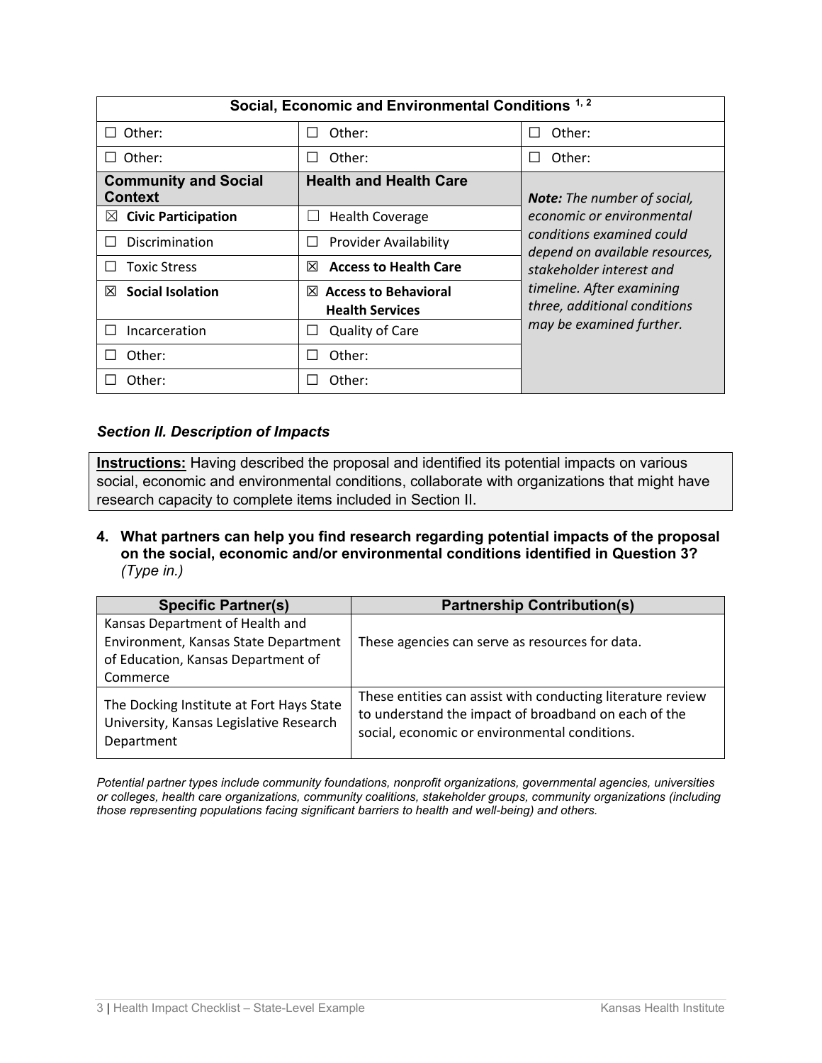| Social, Economic and Environmental Conditions [1, 2] | | |
|---|---|---|
| ☐ Other: | ☐ Other: | ☐ Other: |
| ☐ Other: | ☐ Other: | ☐ Other: |
| **Community and Social Context** | **Health and Health Care** | ***Note:*** *The number of social, economic or environmental conditions examined could depend on available resources, stakeholder interest and timeline. After examining three, additional conditions may be examined further.* |
| ☒ **Civic Participation** | ☐ Health Coverage | |
| ☐ Discrimination | ☐ Provider Availability | |
| ☐ Toxic Stress | ☒ **Access to Health Care** | |
| ☒ **Social Isolation** | ☒ **Access to Behavioral Health Services** | |
| ☐ Incarceration | ☐ Quality of Care | |
| ☐ Other: | ☐ Other: | |
| ☐ Other: | ☐ Other: | |

### *Section II. Description of Impacts*

**Instructions:** Having described the proposal and identified its potential impacts on various social, economic and environmental conditions, collaborate with organizations that might have research capacity to complete items included in Section II.

**4. What partners can help you find research regarding potential impacts of the proposal on the social, economic and/or environmental conditions identified in Question 3?** *(Type in.)*

| Specific Partner(s) | Partnership Contribution(s) |
|---|---|
| Kansas Department of Health and Environment, Kansas State Department of Education, Kansas Department of Commerce | These agencies can serve as resources for data. |
| The Docking Institute at Fort Hays State University, Kansas Legislative Research Department | These entities can assist with conducting literature review to understand the impact of broadband on each of the social, economic or environmental conditions. |

*Potential partner types include community foundations, nonprofit organizations, governmental agencies, universities or colleges, health care organizations, community coalitions, stakeholder groups, community organizations (including those representing populations facing significant barriers to health and well-being) and others.*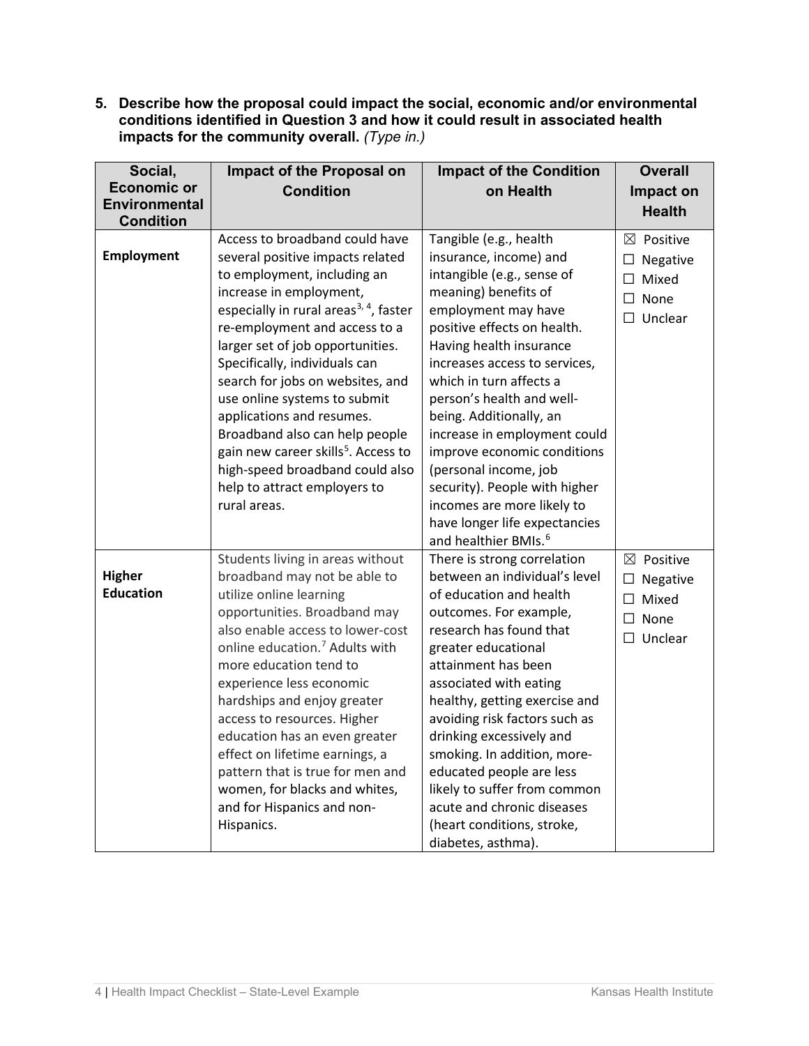**5. Describe how the proposal could impact the social, economic and/or environmental conditions identified in Question 3 and how it could result in associated health impacts for the community overall.** *(Type in.)*

| Social, Economic or Environmental Condition | Impact of the Proposal on Condition | Impact of the Condition on Health | Overall Impact on Health |
|---|---|---|---|
| **Employment** | Access to broadband could have several positive impacts related to employment, including an increase in employment, especially in rural areas[3, 4], faster re-employment and access to a larger set of job opportunities. Specifically, individuals can search for jobs on websites, and use online systems to submit applications and resumes. Broadband also can help people gain new career skills[5]. Access to high-speed broadband could also help to attract employers to rural areas. | Tangible (e.g., health insurance, income) and intangible (e.g., sense of meaning) benefits of employment may have positive effects on health. Having health insurance increases access to services, which in turn affects a person's health and well-being. Additionally, an increase in employment could improve economic conditions (personal income, job security). People with higher incomes are more likely to have longer life expectancies and healthier BMIs.[6] | ☒ Positive<br>☐ Negative<br>☐ Mixed<br>☐ None<br>☐ Unclear |
| **Higher Education** | Students living in areas without broadband may not be able to utilize online learning opportunities. Broadband may also enable access to lower-cost online education.[7] Adults with more education tend to experience less economic hardships and enjoy greater access to resources. Higher education has an even greater effect on lifetime earnings, a pattern that is true for men and women, for blacks and whites, and for Hispanics and non-Hispanics. | There is strong correlation between an individual's level of education and health outcomes. For example, research has found that greater educational attainment has been associated with eating healthy, getting exercise and avoiding risk factors such as drinking excessively and smoking. In addition, more-educated people are less likely to suffer from common acute and chronic diseases (heart conditions, stroke, diabetes, asthma). | ☒ Positive<br>☐ Negative<br>☐ Mixed<br>☐ None<br>☐ Unclear |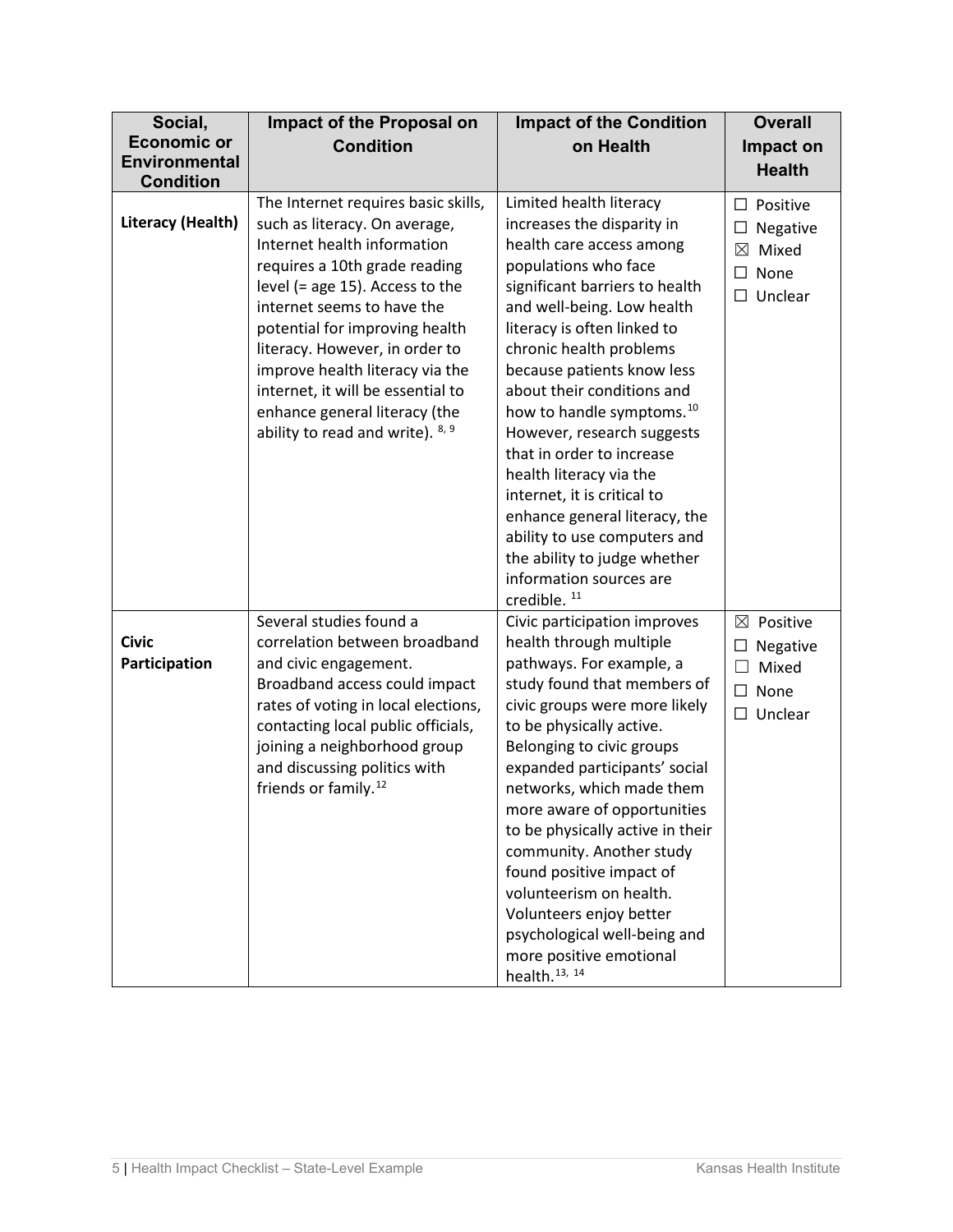| Social, Economic or Environmental Condition | Impact of the Proposal on Condition | Impact of the Condition on Health | Overall Impact on Health |
|---|---|---|---|
| **Literacy (Health)** | The Internet requires basic skills, such as literacy. On average, Internet health information requires a 10th grade reading level (= age 15). Access to the internet seems to have the potential for improving health literacy. However, in order to improve health literacy via the internet, it will be essential to enhance general literacy (the ability to read and write). [8, 9] | Limited health literacy increases the disparity in health care access among populations who face significant barriers to health and well-being. Low health literacy is often linked to chronic health problems because patients know less about their conditions and how to handle symptoms. [10] However, research suggests that in order to increase health literacy via the internet, it is critical to enhance general literacy, the ability to use computers and the ability to judge whether information sources are credible. [11] | ☐ Positive<br>☐ Negative<br>☒ Mixed<br>☐ None<br>☐ Unclear |
| **Civic Participation** | Several studies found a correlation between broadband and civic engagement. Broadband access could impact rates of voting in local elections, contacting local public officials, joining a neighborhood group and discussing politics with friends or family. [12] | Civic participation improves health through multiple pathways. For example, a study found that members of civic groups were more likely to be physically active. Belonging to civic groups expanded participants' social networks, which made them more aware of opportunities to be physically active in their community. Another study found positive impact of volunteerism on health. Volunteers enjoy better psychological well-being and more positive emotional health. [13, 14] | ☒ Positive<br>☐ Negative<br>☐ Mixed<br>☐ None<br>☐ Unclear |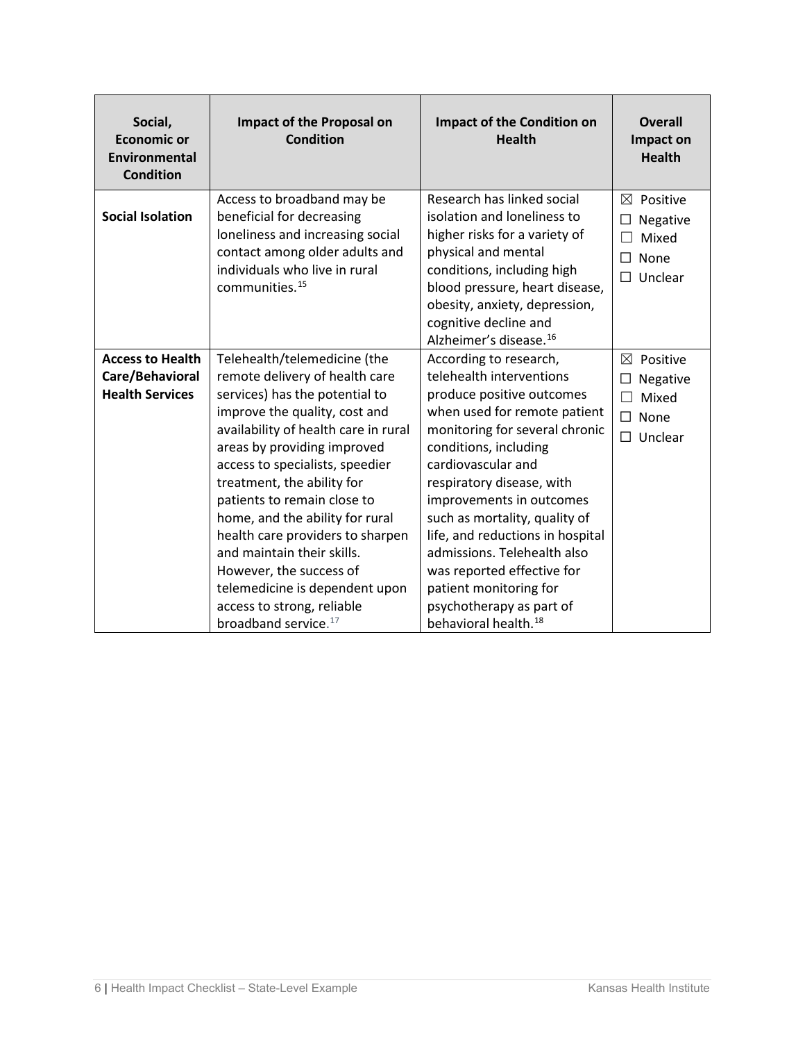| Social, Economic or Environmental Condition | Impact of the Proposal on Condition | Impact of the Condition on Health | Overall Impact on Health |
|---|---|---|---|
| **Social Isolation** | Access to broadband may be beneficial for decreasing loneliness and increasing social contact among older adults and individuals who live in rural communities.[15] | Research has linked social isolation and loneliness to higher risks for a variety of physical and mental conditions, including high blood pressure, heart disease, obesity, anxiety, depression, cognitive decline and Alzheimer's disease.[16] | ☒ Positive<br>☐ Negative<br>☐ Mixed<br>☐ None<br>☐ Unclear |
| **Access to Health Care/Behavioral Health Services** | Telehealth/telemedicine (the remote delivery of health care services) has the potential to improve the quality, cost and availability of health care in rural areas by providing improved access to specialists, speedier treatment, the ability for patients to remain close to home, and the ability for rural health care providers to sharpen and maintain their skills. However, the success of telemedicine is dependent upon access to strong, reliable broadband service.[17] | According to research, telehealth interventions produce positive outcomes when used for remote patient monitoring for several chronic conditions, including cardiovascular and respiratory disease, with improvements in outcomes such as mortality, quality of life, and reductions in hospital admissions. Telehealth also was reported effective for patient monitoring for psychotherapy as part of behavioral health.[18] | ☒ Positive<br>☐ Negative<br>☐ Mixed<br>☐ None<br>☐ Unclear |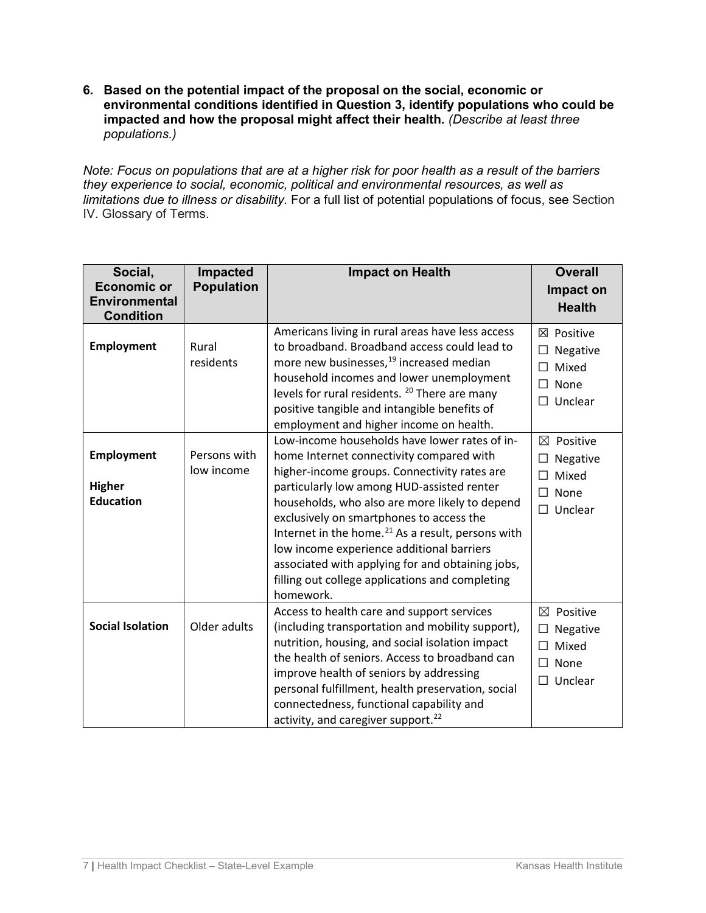**6. Based on the potential impact of the proposal on the social, economic or environmental conditions identified in Question 3, identify populations who could be impacted and how the proposal might affect their health.** *(Describe at least three populations.)*

*Note: Focus on populations that are at a higher risk for poor health as a result of the barriers they experience to social, economic, political and environmental resources, as well as limitations due to illness or disability.* For a full list of potential populations of focus, see Section IV. Glossary of Terms.

| Social, Economic or Environmental Condition | Impacted Population | Impact on Health | Overall Impact on Health |
|---|---|---|---|
| **Employment** | Rural residents | Americans living in rural areas have less access to broadband. Broadband access could lead to more new businesses,[19] increased median household incomes and lower unemployment levels for rural residents. [20] There are many positive tangible and intangible benefits of employment and higher income on health. | ☒ Positive<br>☐ Negative<br>☐ Mixed<br>☐ None<br>☐ Unclear |
| **Employment**<br><br>**Higher Education** | Persons with low income | Low-income households have lower rates of in-home Internet connectivity compared with higher-income groups. Connectivity rates are particularly low among HUD-assisted renter households, who also are more likely to depend exclusively on smartphones to access the Internet in the home.[21] As a result, persons with low income experience additional barriers associated with applying for and obtaining jobs, filling out college applications and completing homework. | ☒ Positive<br>☐ Negative<br>☐ Mixed<br>☐ None<br>☐ Unclear |
| **Social Isolation** | Older adults | Access to health care and support services (including transportation and mobility support), nutrition, housing, and social isolation impact the health of seniors. Access to broadband can improve health of seniors by addressing personal fulfillment, health preservation, social connectedness, functional capability and activity, and caregiver support.[22] | ☒ Positive<br>☐ Negative<br>☐ Mixed<br>☐ None<br>☐ Unclear |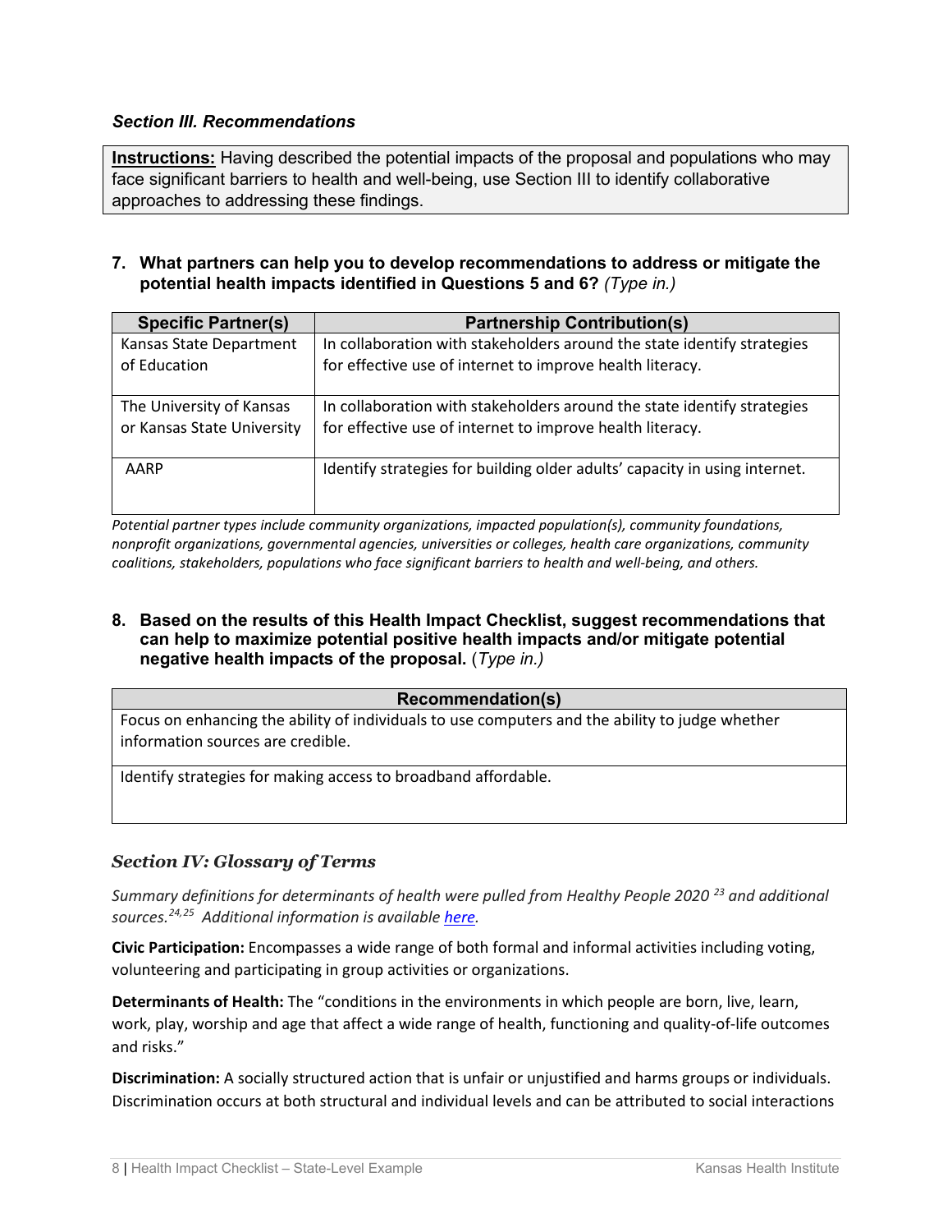### *Section III. Recommendations*

**Instructions:** Having described the potential impacts of the proposal and populations who may face significant barriers to health and well-being, use Section III to identify collaborative approaches to addressing these findings.

**7. What partners can help you to develop recommendations to address or mitigate the potential health impacts identified in Questions 5 and 6?** *(Type in.)*

| Specific Partner(s) | Partnership Contribution(s) |
|---|---|
| Kansas State Department of Education | In collaboration with stakeholders around the state identify strategies for effective use of internet to improve health literacy. |
| The University of Kansas or Kansas State University | In collaboration with stakeholders around the state identify strategies for effective use of internet to improve health literacy. |
| AARP | Identify strategies for building older adults' capacity in using internet. |

*Potential partner types include community organizations, impacted population(s), community foundations, nonprofit organizations, governmental agencies, universities or colleges, health care organizations, community coalitions, stakeholders, populations who face significant barriers to health and well-being, and others.*

**8. Based on the results of this Health Impact Checklist, suggest recommendations that can help to maximize potential positive health impacts and/or mitigate potential negative health impacts of the proposal.** (*Type in.)*

| Recommendation(s) |
|---|
| Focus on enhancing the ability of individuals to use computers and the ability to judge whether information sources are credible. |
| Identify strategies for making access to broadband affordable. |

### *Section IV: Glossary of Terms*

*Summary definitions for determinants of health were pulled from Healthy People 2020 [23] and additional sources.[24,25] Additional information is available [here](here).*

**Civic Participation:** Encompasses a wide range of both formal and informal activities including voting, volunteering and participating in group activities or organizations.

**Determinants of Health:** The "conditions in the environments in which people are born, live, learn, work, play, worship and age that affect a wide range of health, functioning and quality-of-life outcomes and risks."

**Discrimination:** A socially structured action that is unfair or unjustified and harms groups or individuals. Discrimination occurs at both structural and individual levels and can be attributed to social interactions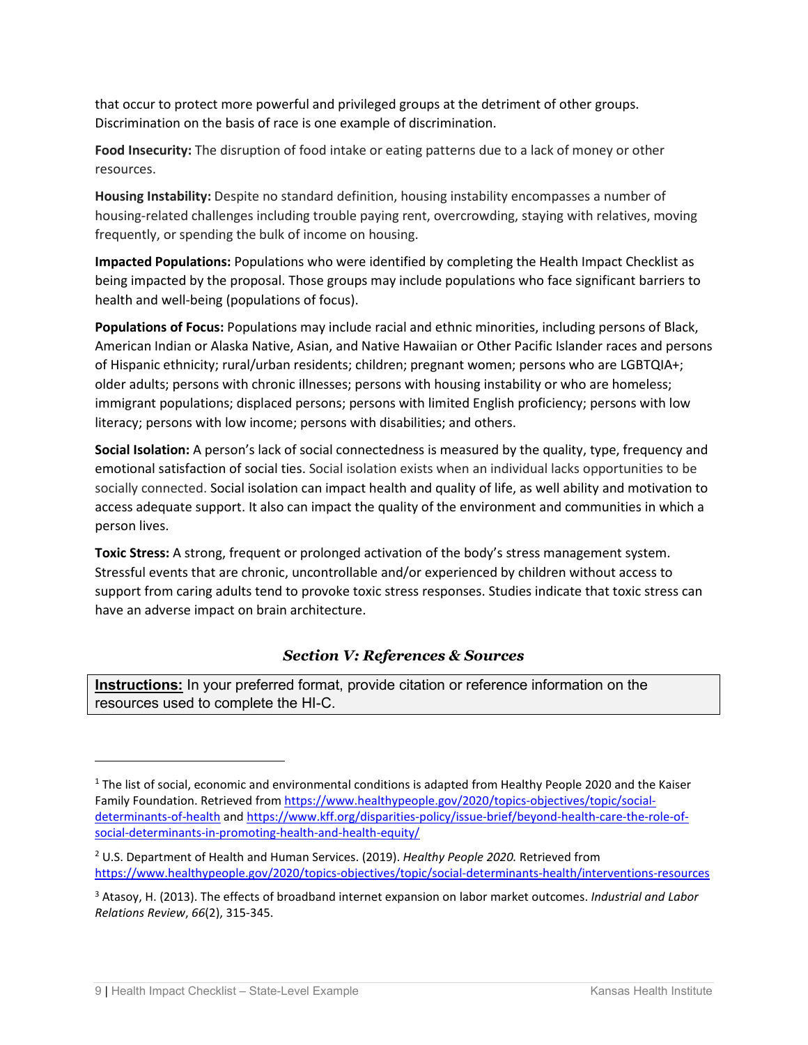that occur to protect more powerful and privileged groups at the detriment of other groups. Discrimination on the basis of race is one example of discrimination.

**Food Insecurity:** The disruption of food intake or eating patterns due to a lack of money or other resources.

**Housing Instability:** Despite no standard definition, housing instability encompasses a number of housing-related challenges including trouble paying rent, overcrowding, staying with relatives, moving frequently, or spending the bulk of income on housing.

**Impacted Populations:** Populations who were identified by completing the Health Impact Checklist as being impacted by the proposal. Those groups may include populations who face significant barriers to health and well-being (populations of focus).

**Populations of Focus:** Populations may include racial and ethnic minorities, including persons of Black, American Indian or Alaska Native, Asian, and Native Hawaiian or Other Pacific Islander races and persons of Hispanic ethnicity; rural/urban residents; children; pregnant women; persons who are LGBTQIA+; older adults; persons with chronic illnesses; persons with housing instability or who are homeless; immigrant populations; displaced persons; persons with limited English proficiency; persons with low literacy; persons with low income; persons with disabilities; and others.

**Social Isolation:** A person's lack of social connectedness is measured by the quality, type, frequency and emotional satisfaction of social ties. Social isolation exists when an individual lacks opportunities to be socially connected. Social isolation can impact health and quality of life, as well ability and motivation to access adequate support. It also can impact the quality of the environment and communities in which a person lives.

**Toxic Stress:** A strong, frequent or prolonged activation of the body's stress management system. Stressful events that are chronic, uncontrollable and/or experienced by children without access to support from caring adults tend to provoke toxic stress responses. Studies indicate that toxic stress can have an adverse impact on brain architecture.

## *Section V: References & Sources*

**Instructions:** In your preferred format, provide citation or reference information on the resources used to complete the HI-C.

---

[1] The list of social, economic and environmental conditions is adapted from Healthy People 2020 and the Kaiser Family Foundation. Retrieved from https://www.healthypeople.gov/2020/topics-objectives/topic/social-determinants-of-health and https://www.kff.org/disparities-policy/issue-brief/beyond-health-care-the-role-of-social-determinants-in-promoting-health-and-health-equity/

[2] U.S. Department of Health and Human Services. (2019). *Healthy People 2020.* Retrieved from https://www.healthypeople.gov/2020/topics-objectives/topic/social-determinants-health/interventions-resources

[3] Atasoy, H. (2013). The effects of broadband internet expansion on labor market outcomes. *Industrial and Labor Relations Review*, *66*(2), 315-345.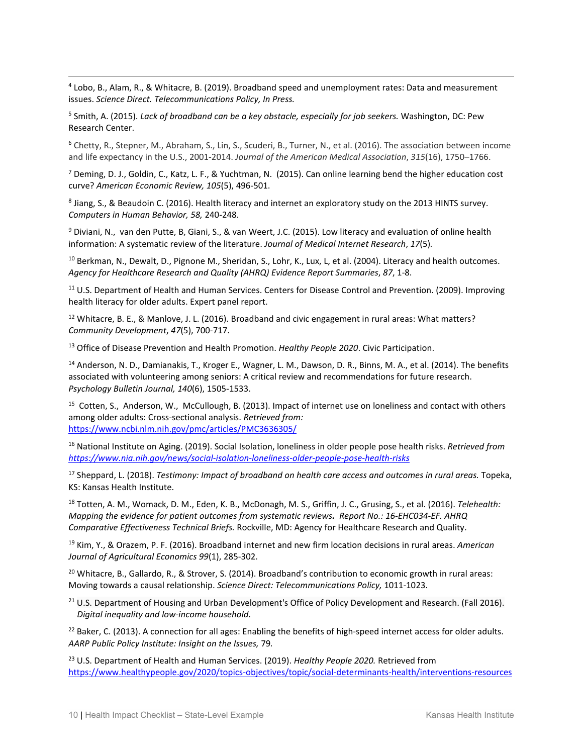[4] Lobo, B., Alam, R., & Whitacre, B. (2019). Broadband speed and unemployment rates: Data and measurement issues. *Science Direct. Telecommunications Policy, In Press.*

[5] Smith, A. (2015). *Lack of broadband can be a key obstacle, especially for job seekers.* Washington, DC: Pew Research Center.

[6] Chetty, R., Stepner, M., Abraham, S., Lin, S., Scuderi, B., Turner, N., et al. (2016). The association between income and life expectancy in the U.S., 2001-2014. *Journal of the American Medical Association*, *315*(16), 1750–1766.

[7] Deming, D. J., Goldin, C., Katz, L. F., & Yuchtman, N. (2015). Can online learning bend the higher education cost curve? *American Economic Review, 105*(5), 496-501.

[8] Jiang, S., & Beaudoin C. (2016). Health literacy and internet an exploratory study on the 2013 HINTS survey. *Computers in Human Behavior, 58,* 240-248.

[9] Diviani, N., van den Putte, B, Giani, S., & van Weert, J.C. (2015). Low literacy and evaluation of online health information: A systematic review of the literature. *Journal of Medical Internet Research*, *17*(5).

[10] Berkman, N., Dewalt, D., Pignone M., Sheridan, S., Lohr, K., Lux, L, et al. (2004). Literacy and health outcomes. *Agency for Healthcare Research and Quality (AHRQ) Evidence Report Summaries*, *87*, 1-8.

[11] U.S. Department of Health and Human Services. Centers for Disease Control and Prevention. (2009). Improving health literacy for older adults. Expert panel report.

[12] Whitacre, B. E., & Manlove, J. L. (2016). Broadband and civic engagement in rural areas: What matters? *Community Development*, *47*(5), 700-717.

[13] Office of Disease Prevention and Health Promotion. *Healthy People 2020*. Civic Participation.

[14] Anderson, N. D., Damianakis, T., Kroger E., Wagner, L. M., Dawson, D. R., Binns, M. A., et al. (2014). The benefits associated with volunteering among seniors: A critical review and recommendations for future research. *Psychology Bulletin Journal, 140*(6), 1505-1533.

[15] Cotten, S., Anderson, W., McCullough, B. (2013). Impact of internet use on loneliness and contact with others among older adults: Cross-sectional analysis. *Retrieved from:* https://www.ncbi.nlm.nih.gov/pmc/articles/PMC3636305/

[16] National Institute on Aging. (2019). Social Isolation, loneliness in older people pose health risks. *Retrieved from https://www.nia.nih.gov/news/social-isolation-loneliness-older-people-pose-health-risks*

[17] Sheppard, L. (2018). *Testimony: Impact of broadband on health care access and outcomes in rural areas.* Topeka, KS: Kansas Health Institute.

[18] Totten, A. M., Womack, D. M., Eden, K. B., McDonagh, M. S., Griffin, J. C., Grusing, S., et al. (2016). *Telehealth: Mapping the evidence for patient outcomes from systematic reviews. Report No.: 16-EHC034-EF. AHRQ Comparative Effectiveness Technical Briefs.* Rockville, MD: Agency for Healthcare Research and Quality.

[19] Kim, Y., & Orazem, P. F. (2016). Broadband internet and new firm location decisions in rural areas. *American Journal of Agricultural Economics 99*(1), 285-302.

[20] Whitacre, B., Gallardo, R., & Strover, S. (2014). Broadband's contribution to economic growth in rural areas: Moving towards a causal relationship. *Science Direct: Telecommunications Policy,* 1011-1023.

[21] U.S. Department of Housing and Urban Development's Office of Policy Development and Research. (Fall 2016). *Digital inequality and low-income household.*

[22] Baker, C. (2013). A connection for all ages: Enabling the benefits of high-speed internet access for older adults. *AARP Public Policy Institute: Insight on the Issues,* 79.

[23] U.S. Department of Health and Human Services. (2019). *Healthy People 2020.* Retrieved from https://www.healthypeople.gov/2020/topics-objectives/topic/social-determinants-health/interventions-resources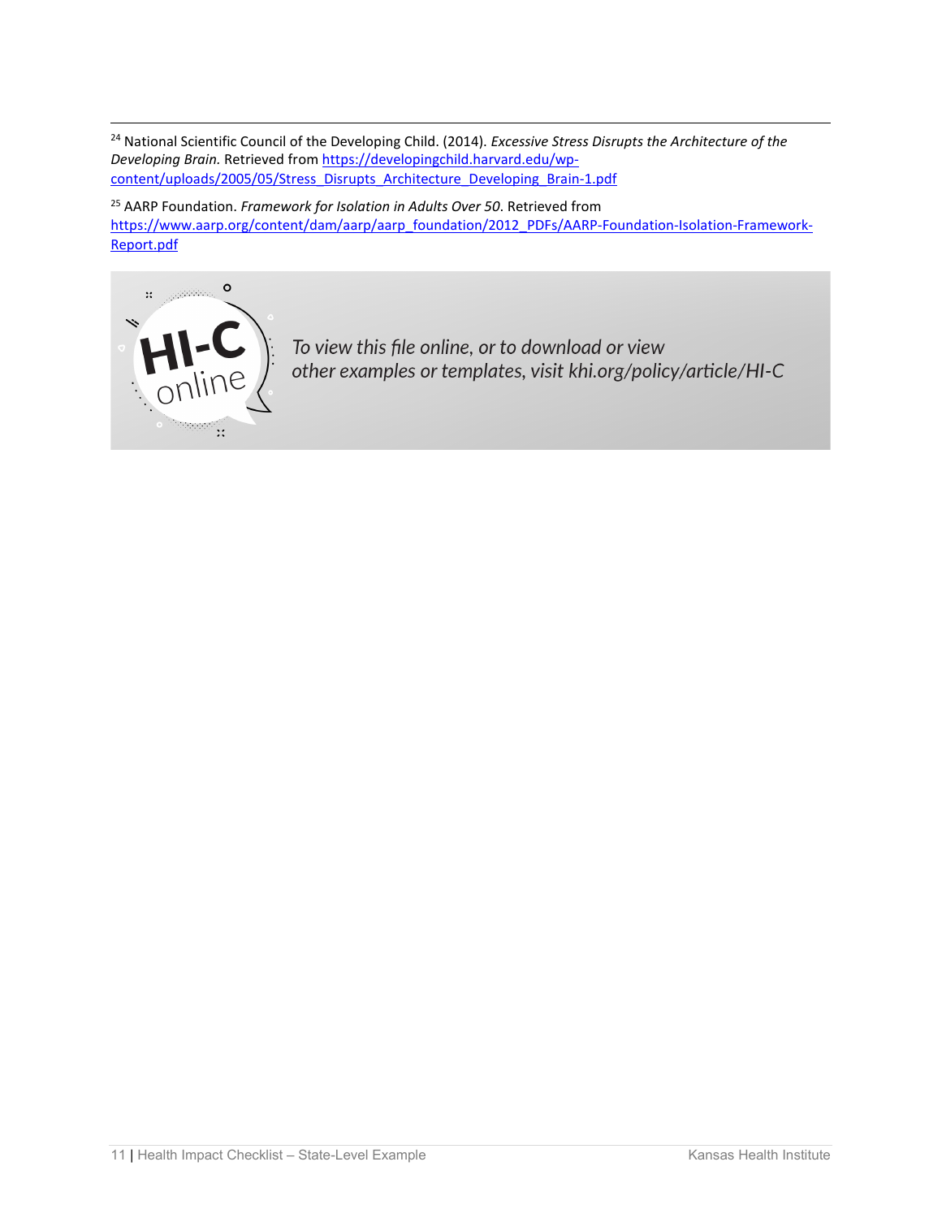[24] National Scientific Council of the Developing Child. (2014). *Excessive Stress Disrupts the Architecture of the Developing Brain.* Retrieved from https://developingchild.harvard.edu/wp-content/uploads/2005/05/Stress_Disrupts_Architecture_Developing_Brain-1.pdf

[25] AARP Foundation. *Framework for Isolation in Adults Over 50*. Retrieved from https://www.aarp.org/content/dam/aarp/aarp_foundation/2012_PDFs/AARP-Foundation-Isolation-Framework-Report.pdf

HI-C online

*To view this file online, or to download or view other examples or templates, visit khi.org/policy/article/HI-C*